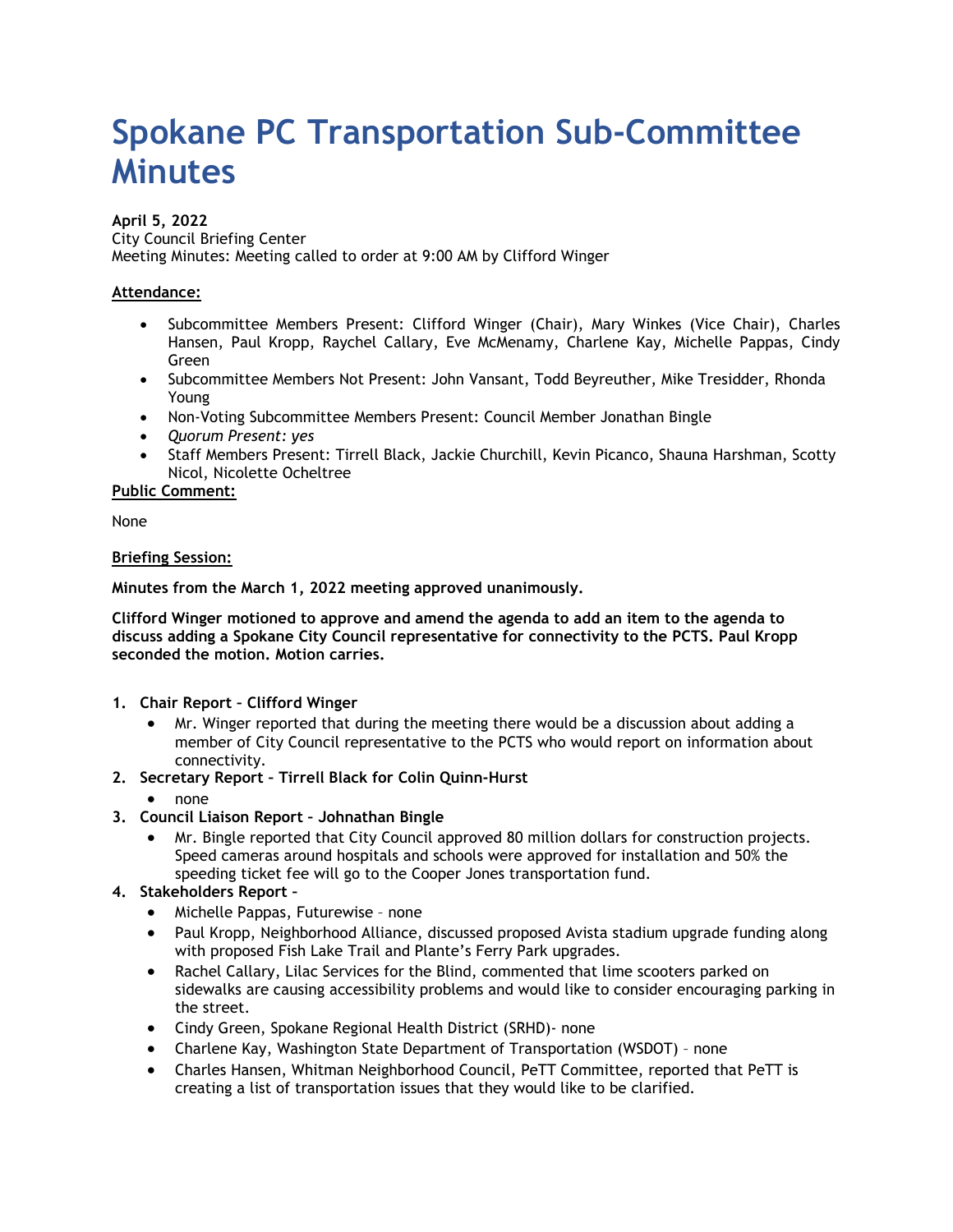# Spokane PC Transportation Sub-Committee Minutes

**April 5, 2022**
City Council Briefing Center
Meeting Minutes: Meeting called to order at 9:00 AM by Clifford Winger

**Attendance:**

- Subcommittee Members Present: Clifford Winger (Chair), Mary Winkes (Vice Chair), Charles Hansen, Paul Kropp, Raychel Callary, Eve McMenamy, Charlene Kay, Michelle Pappas, Cindy Green
- Subcommittee Members Not Present: John Vansant, Todd Beyreuther, Mike Tresidder, Rhonda Young
- Non-Voting Subcommittee Members Present: Council Member Jonathan Bingle
- *Quorum Present: yes*
- Staff Members Present: Tirrell Black, Jackie Churchill, Kevin Picanco, Shauna Harshman, Scotty Nicol, Nicolette Ocheltree

**Public Comment:**

None

**Briefing Session:**

**Minutes from the March 1, 2022 meeting approved unanimously.**

**Clifford Winger motioned to approve and amend the agenda to add an item to the agenda to discuss adding a Spokane City Council representative for connectivity to the PCTS. Paul Kropp seconded the motion. Motion carries.**

1. **Chair Report – Clifford Winger**
   - Mr. Winger reported that during the meeting there would be a discussion about adding a member of City Council representative to the PCTS who would report on information about connectivity.
2. **Secretary Report – Tirrell Black for Colin Quinn-Hurst**
   - none
3. **Council Liaison Report – Johnathan Bingle**
   - Mr. Bingle reported that City Council approved 80 million dollars for construction projects. Speed cameras around hospitals and schools were approved for installation and 50% the speeding ticket fee will go to the Cooper Jones transportation fund.
4. **Stakeholders Report –**
   - Michelle Pappas, Futurewise – none
   - Paul Kropp, Neighborhood Alliance, discussed proposed Avista stadium upgrade funding along with proposed Fish Lake Trail and Plante's Ferry Park upgrades.
   - Rachel Callary, Lilac Services for the Blind, commented that lime scooters parked on sidewalks are causing accessibility problems and would like to consider encouraging parking in the street.
   - Cindy Green, Spokane Regional Health District (SRHD)- none
   - Charlene Kay, Washington State Department of Transportation (WSDOT) – none
   - Charles Hansen, Whitman Neighborhood Council, PeTT Committee, reported that PeTT is creating a list of transportation issues that they would like to be clarified.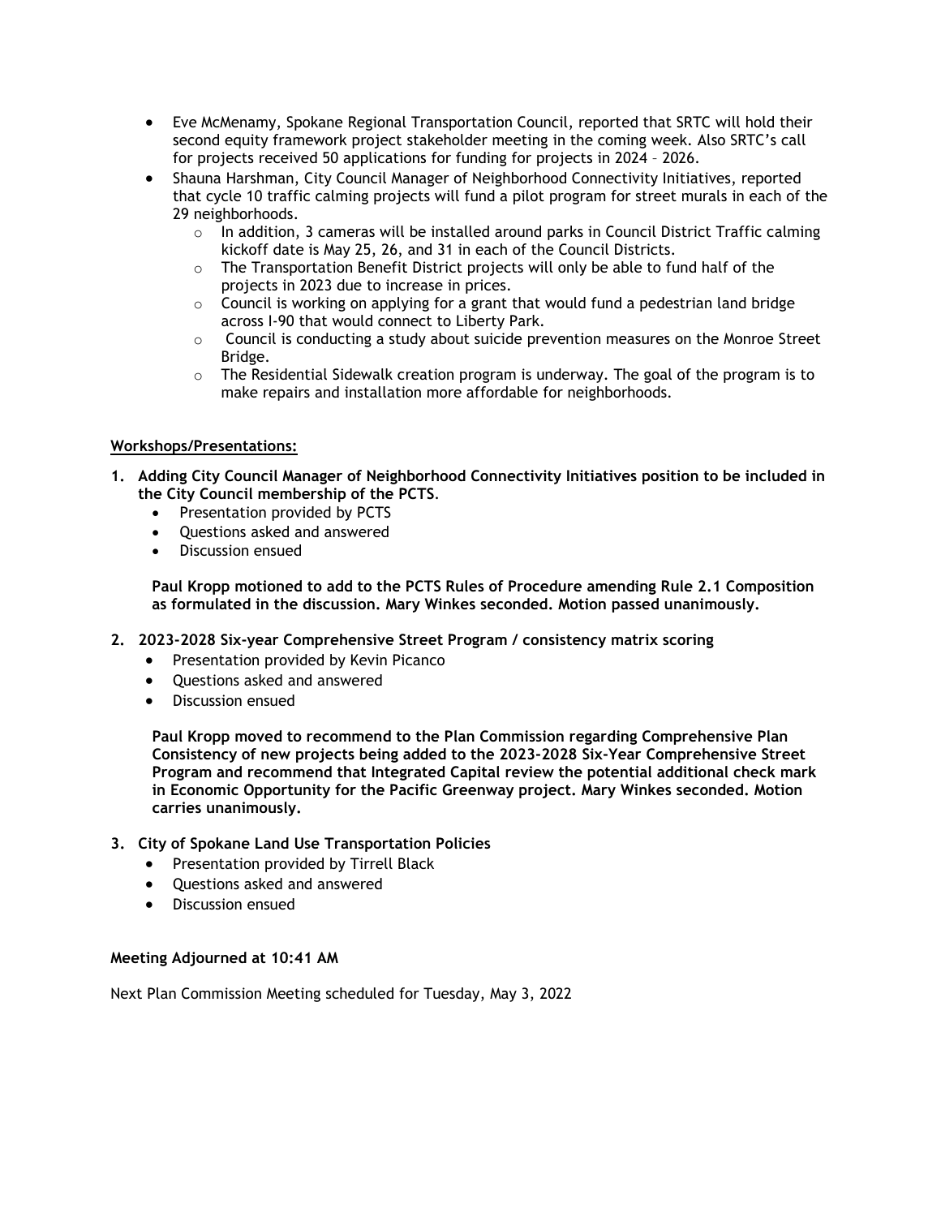- Eve McMenamy, Spokane Regional Transportation Council, reported that SRTC will hold their second equity framework project stakeholder meeting in the coming week. Also SRTC's call for projects received 50 applications for funding for projects in 2024 – 2026.
- Shauna Harshman, City Council Manager of Neighborhood Connectivity Initiatives, reported that cycle 10 traffic calming projects will fund a pilot program for street murals in each of the 29 neighborhoods.
  - In addition, 3 cameras will be installed around parks in Council District Traffic calming kickoff date is May 25, 26, and 31 in each of the Council Districts.
  - The Transportation Benefit District projects will only be able to fund half of the projects in 2023 due to increase in prices.
  - Council is working on applying for a grant that would fund a pedestrian land bridge across I-90 that would connect to Liberty Park.
  - Council is conducting a study about suicide prevention measures on the Monroe Street Bridge.
  - The Residential Sidewalk creation program is underway. The goal of the program is to make repairs and installation more affordable for neighborhoods.

**Workshops/Presentations:**

1. **Adding City Council Manager of Neighborhood Connectivity Initiatives position to be included in the City Council membership of the PCTS**.
   - Presentation provided by PCTS
   - Questions asked and answered
   - Discussion ensued

   **Paul Kropp motioned to add to the PCTS Rules of Procedure amending Rule 2.1 Composition as formulated in the discussion. Mary Winkes seconded. Motion passed unanimously.**

2. **2023-2028 Six-year Comprehensive Street Program / consistency matrix scoring**
   - Presentation provided by Kevin Picanco
   - Questions asked and answered
   - Discussion ensued

   **Paul Kropp moved to recommend to the Plan Commission regarding Comprehensive Plan Consistency of new projects being added to the 2023-2028 Six-Year Comprehensive Street Program and recommend that Integrated Capital review the potential additional check mark in Economic Opportunity for the Pacific Greenway project. Mary Winkes seconded. Motion carries unanimously.**

3. **City of Spokane Land Use Transportation Policies**
   - Presentation provided by Tirrell Black
   - Questions asked and answered
   - Discussion ensued

**Meeting Adjourned at 10:41 AM**

Next Plan Commission Meeting scheduled for Tuesday, May 3, 2022